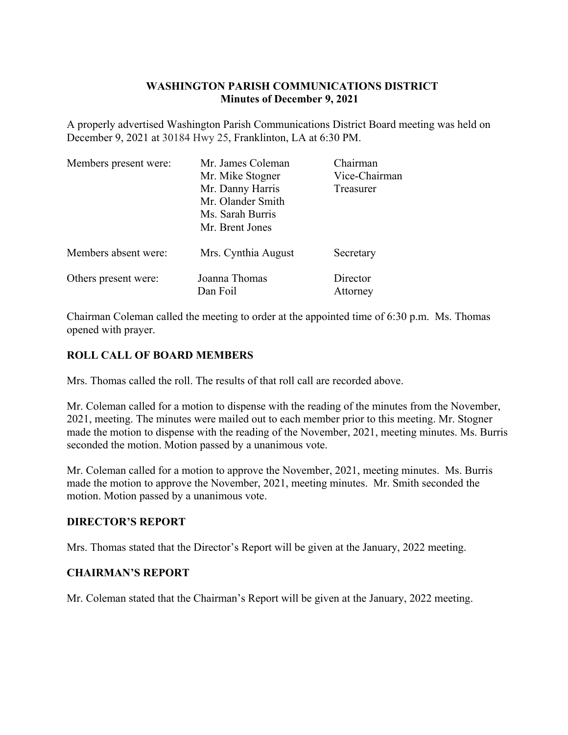**WASHINGTON PARISH COMMUNICATIONS DISTRICT**
**Minutes of December 9, 2021**

A properly advertised Washington Parish Communications District Board meeting was held on December 9, 2021 at 30184 Hwy 25, Franklinton, LA at 6:30 PM.

| | | |
|---|---|---|
| Members present were: | Mr. James Coleman | Chairman |
| | Mr. Mike Stogner | Vice-Chairman |
| | Mr. Danny Harris | Treasurer |
| | Mr. Olander Smith | |
| | Ms. Sarah Burris | |
| | Mr. Brent Jones | |
| Members absent were: | Mrs. Cynthia August | Secretary |
| Others present were: | Joanna Thomas | Director |
| | Dan Foil | Attorney |

Chairman Coleman called the meeting to order at the appointed time of 6:30 p.m. Ms. Thomas opened with prayer.

## ROLL CALL OF BOARD MEMBERS

Mrs. Thomas called the roll. The results of that roll call are recorded above.

Mr. Coleman called for a motion to dispense with the reading of the minutes from the November, 2021, meeting. The minutes were mailed out to each member prior to this meeting. Mr. Stogner made the motion to dispense with the reading of the November, 2021, meeting minutes. Ms. Burris seconded the motion. Motion passed by a unanimous vote.

Mr. Coleman called for a motion to approve the November, 2021, meeting minutes. Ms. Burris made the motion to approve the November, 2021, meeting minutes. Mr. Smith seconded the motion. Motion passed by a unanimous vote.

## DIRECTOR'S REPORT

Mrs. Thomas stated that the Director's Report will be given at the January, 2022 meeting.

## CHAIRMAN'S REPORT

Mr. Coleman stated that the Chairman's Report will be given at the January, 2022 meeting.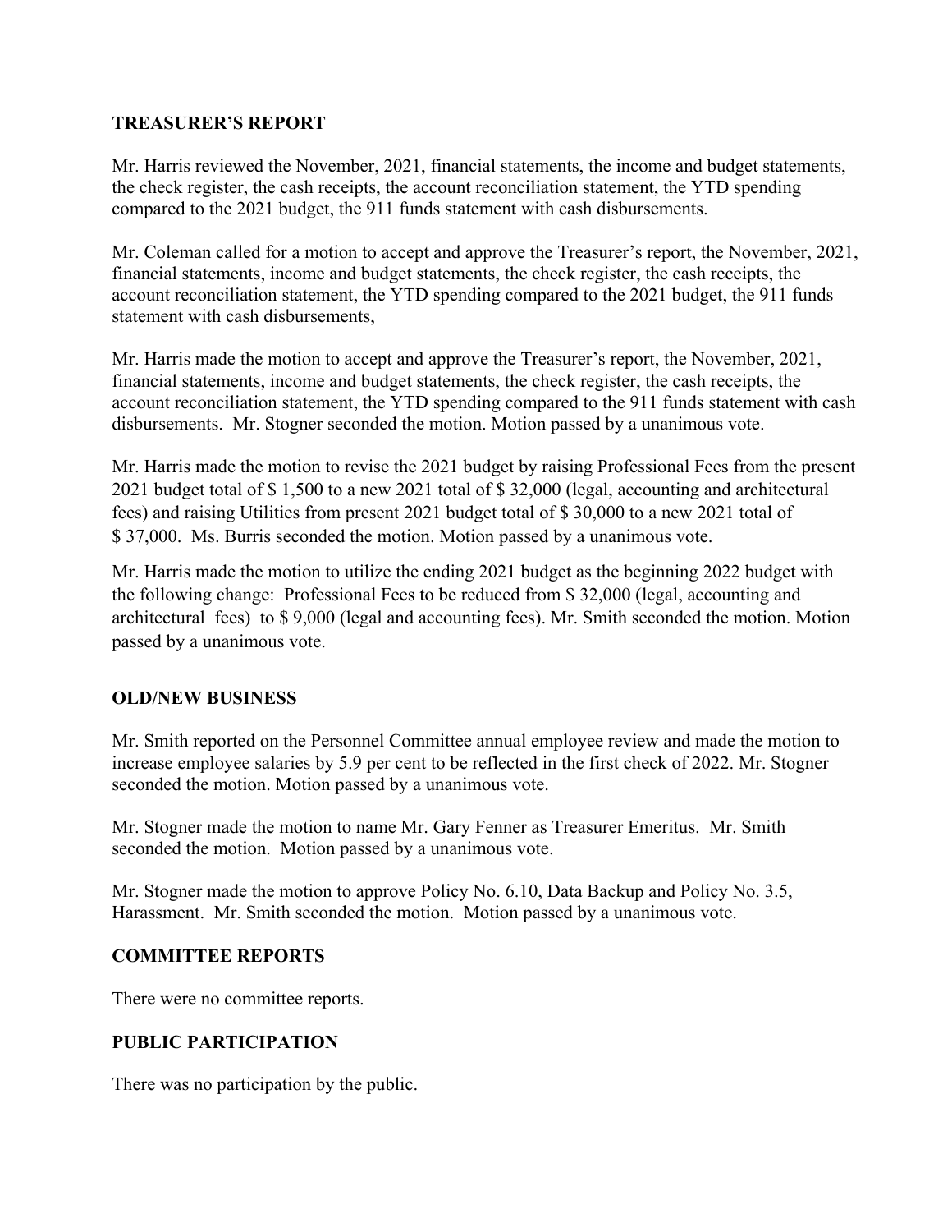## TREASURER'S REPORT

Mr. Harris reviewed the November, 2021, financial statements, the income and budget statements, the check register, the cash receipts, the account reconciliation statement, the YTD spending compared to the 2021 budget, the 911 funds statement with cash disbursements.

Mr. Coleman called for a motion to accept and approve the Treasurer's report, the November, 2021, financial statements, income and budget statements, the check register, the cash receipts, the account reconciliation statement, the YTD spending compared to the 2021 budget, the 911 funds statement with cash disbursements,

Mr. Harris made the motion to accept and approve the Treasurer's report, the November, 2021, financial statements, income and budget statements, the check register, the cash receipts, the account reconciliation statement, the YTD spending compared to the 911 funds statement with cash disbursements. Mr. Stogner seconded the motion. Motion passed by a unanimous vote.

Mr. Harris made the motion to revise the 2021 budget by raising Professional Fees from the present 2021 budget total of $ 1,500 to a new 2021 total of $ 32,000 (legal, accounting and architectural fees) and raising Utilities from present 2021 budget total of $ 30,000 to a new 2021 total of $ 37,000. Ms. Burris seconded the motion. Motion passed by a unanimous vote.

Mr. Harris made the motion to utilize the ending 2021 budget as the beginning 2022 budget with the following change: Professional Fees to be reduced from $ 32,000 (legal, accounting and architectural fees) to $ 9,000 (legal and accounting fees). Mr. Smith seconded the motion. Motion passed by a unanimous vote.

## OLD/NEW BUSINESS

Mr. Smith reported on the Personnel Committee annual employee review and made the motion to increase employee salaries by 5.9 per cent to be reflected in the first check of 2022. Mr. Stogner seconded the motion. Motion passed by a unanimous vote.

Mr. Stogner made the motion to name Mr. Gary Fenner as Treasurer Emeritus. Mr. Smith seconded the motion. Motion passed by a unanimous vote.

Mr. Stogner made the motion to approve Policy No. 6.10, Data Backup and Policy No. 3.5, Harassment. Mr. Smith seconded the motion. Motion passed by a unanimous vote.

## COMMITTEE REPORTS

There were no committee reports.

## PUBLIC PARTICIPATION

There was no participation by the public.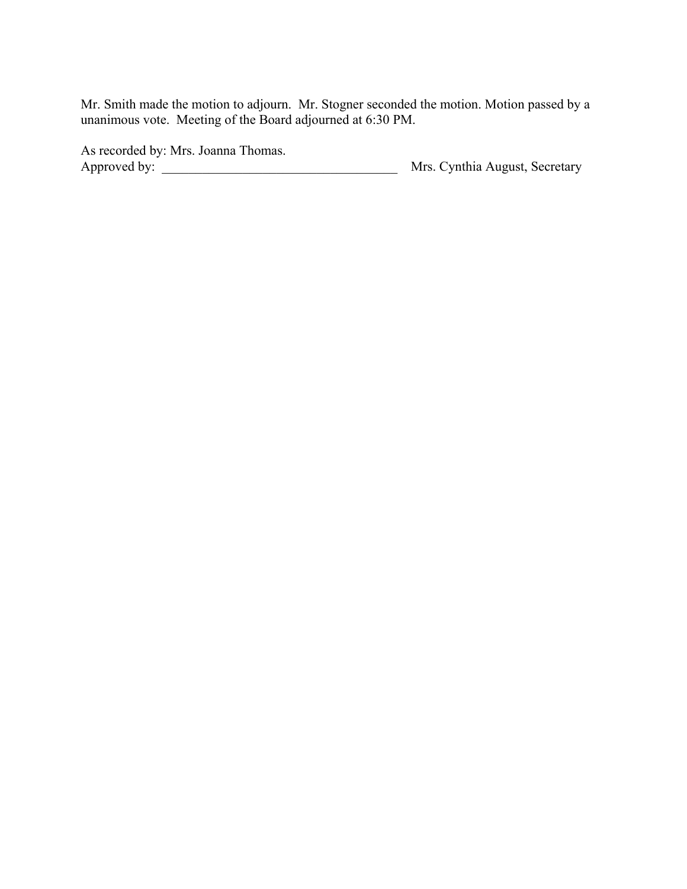Mr. Smith made the motion to adjourn. Mr. Stogner seconded the motion. Motion passed by a unanimous vote. Meeting of the Board adjourned at 6:30 PM.

As recorded by: Mrs. Joanna Thomas.
Approved by: ____________________________________ Mrs. Cynthia August, Secretary